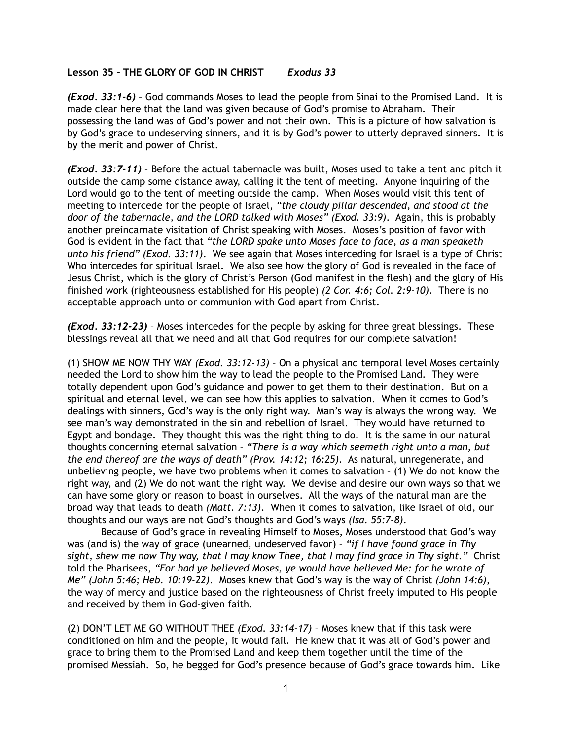**Lesson 35 – THE GLORY OF GOD IN CHRIST** ***Exodus 33***

***(Exod. 33:1-6)*** – God commands Moses to lead the people from Sinai to the Promised Land. It is made clear here that the land was given because of God's promise to Abraham. Their possessing the land was of God's power and not their own. This is a picture of how salvation is by God's grace to undeserving sinners, and it is by God's power to utterly depraved sinners. It is by the merit and power of Christ.

***(Exod. 33:7-11)*** – Before the actual tabernacle was built, Moses used to take a tent and pitch it outside the camp some distance away, calling it the tent of meeting. Anyone inquiring of the Lord would go to the tent of meeting outside the camp. When Moses would visit this tent of meeting to intercede for the people of Israel, *"the cloudy pillar descended, and stood at the door of the tabernacle, and the LORD talked with Moses" (Exod. 33:9)*. Again, this is probably another preincarnate visitation of Christ speaking with Moses. Moses's position of favor with God is evident in the fact that *"the LORD spake unto Moses face to face, as a man speaketh unto his friend" (Exod. 33:11)*. We see again that Moses interceding for Israel is a type of Christ Who intercedes for spiritual Israel. We also see how the glory of God is revealed in the face of Jesus Christ, which is the glory of Christ's Person (God manifest in the flesh) and the glory of His finished work (righteousness established for His people) *(2 Cor. 4:6; Col. 2:9-10)*. There is no acceptable approach unto or communion with God apart from Christ.

***(Exod. 33:12-23)*** – Moses intercedes for the people by asking for three great blessings. These blessings reveal all that we need and all that God requires for our complete salvation!

(1) SHOW ME NOW THY WAY *(Exod. 33:12-13)* – On a physical and temporal level Moses certainly needed the Lord to show him the way to lead the people to the Promised Land. They were totally dependent upon God's guidance and power to get them to their destination. But on a spiritual and eternal level, we can see how this applies to salvation. When it comes to God's dealings with sinners, God's way is the only right way. Man's way is always the wrong way. We see man's way demonstrated in the sin and rebellion of Israel. They would have returned to Egypt and bondage. They thought this was the right thing to do. It is the same in our natural thoughts concerning eternal salvation – *"There is a way which seemeth right unto a man, but the end thereof are the ways of death" (Prov. 14:12; 16:25)*. As natural, unregenerate, and unbelieving people, we have two problems when it comes to salvation – (1) We do not know the right way, and (2) We do not want the right way. We devise and desire our own ways so that we can have some glory or reason to boast in ourselves. All the ways of the natural man are the broad way that leads to death *(Matt. 7:13)*. When it comes to salvation, like Israel of old, our thoughts and our ways are not God's thoughts and God's ways *(Isa. 55:7-8)*.

Because of God's grace in revealing Himself to Moses, Moses understood that God's way was (and is) the way of grace (unearned, undeserved favor) – *"if I have found grace in Thy sight, shew me now Thy way, that I may know Thee, that I may find grace in Thy sight."* Christ told the Pharisees, *"For had ye believed Moses, ye would have believed Me: for he wrote of Me" (John 5:46; Heb. 10:19-22)*. Moses knew that God's way is the way of Christ *(John 14:6)*, the way of mercy and justice based on the righteousness of Christ freely imputed to His people and received by them in God-given faith.

(2) DON'T LET ME GO WITHOUT THEE *(Exod. 33:14-17)* – Moses knew that if this task were conditioned on him and the people, it would fail. He knew that it was all of God's power and grace to bring them to the Promised Land and keep them together until the time of the promised Messiah. So, he begged for God's presence because of God's grace towards him. Like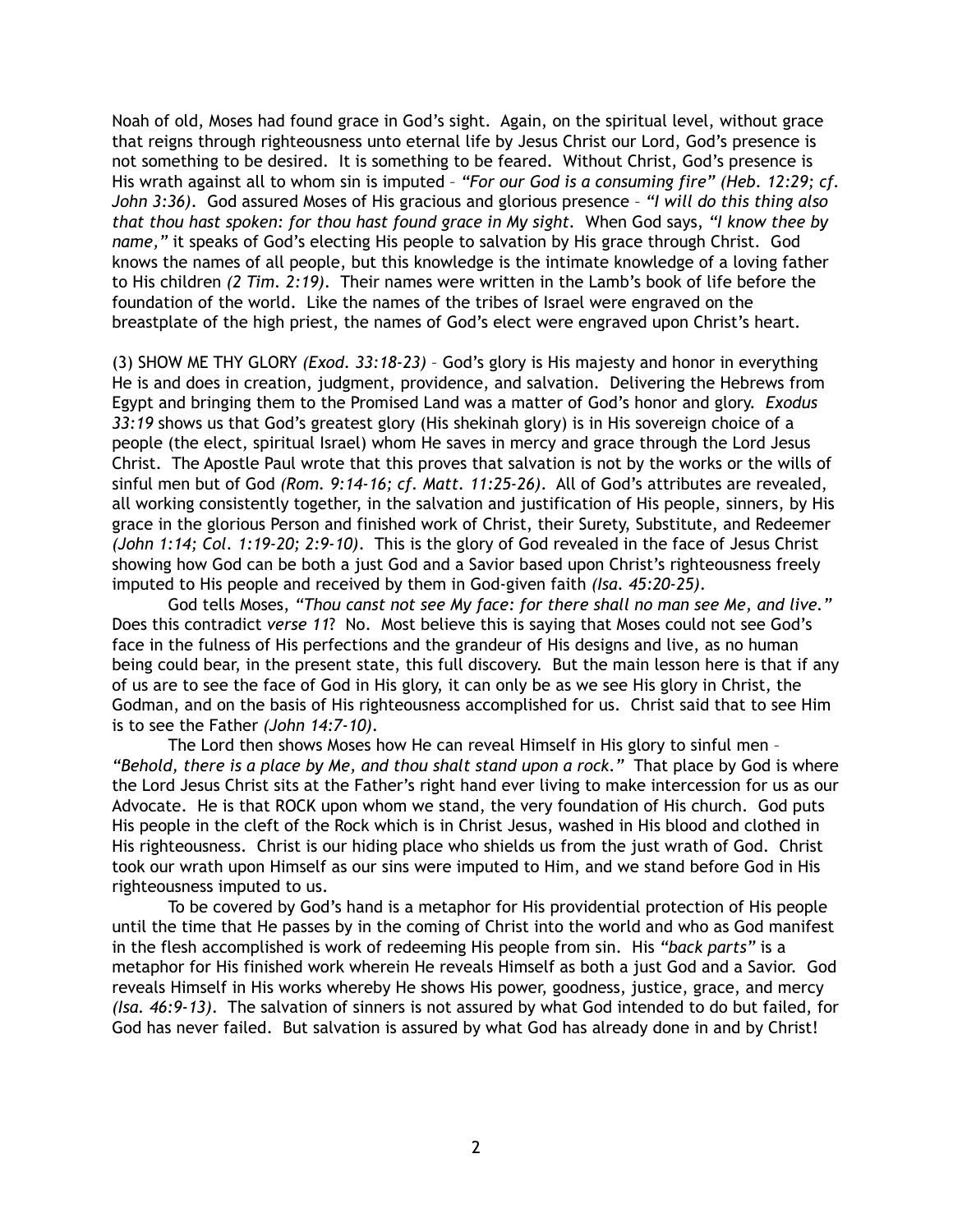Noah of old, Moses had found grace in God's sight. Again, on the spiritual level, without grace that reigns through righteousness unto eternal life by Jesus Christ our Lord, God's presence is not something to be desired. It is something to be feared. Without Christ, God's presence is His wrath against all to whom sin is imputed – *"For our God is a consuming fire" (Heb. 12:29; cf. John 3:36)*. God assured Moses of His gracious and glorious presence – *"I will do this thing also that thou hast spoken: for thou hast found grace in My sight.* When God says, *"I know thee by name,"* it speaks of God's electing His people to salvation by His grace through Christ. God knows the names of all people, but this knowledge is the intimate knowledge of a loving father to His children *(2 Tim. 2:19)*. Their names were written in the Lamb's book of life before the foundation of the world. Like the names of the tribes of Israel were engraved on the breastplate of the high priest, the names of God's elect were engraved upon Christ's heart.

(3) SHOW ME THY GLORY *(Exod. 33:18-23)* – God's glory is His majesty and honor in everything He is and does in creation, judgment, providence, and salvation. Delivering the Hebrews from Egypt and bringing them to the Promised Land was a matter of God's honor and glory. *Exodus 33:19* shows us that God's greatest glory (His shekinah glory) is in His sovereign choice of a people (the elect, spiritual Israel) whom He saves in mercy and grace through the Lord Jesus Christ. The Apostle Paul wrote that this proves that salvation is not by the works or the wills of sinful men but of God *(Rom. 9:14-16; cf. Matt. 11:25-26)*. All of God's attributes are revealed, all working consistently together, in the salvation and justification of His people, sinners, by His grace in the glorious Person and finished work of Christ, their Surety, Substitute, and Redeemer *(John 1:14; Col. 1:19-20; 2:9-10)*. This is the glory of God revealed in the face of Jesus Christ showing how God can be both a just God and a Savior based upon Christ's righteousness freely imputed to His people and received by them in God-given faith *(Isa. 45:20-25)*.

God tells Moses, *"Thou canst not see My face: for there shall no man see Me, and live."* Does this contradict *verse 11*? No. Most believe this is saying that Moses could not see God's face in the fulness of His perfections and the grandeur of His designs and live, as no human being could bear, in the present state, this full discovery. But the main lesson here is that if any of us are to see the face of God in His glory, it can only be as we see His glory in Christ, the Godman, and on the basis of His righteousness accomplished for us. Christ said that to see Him is to see the Father *(John 14:7-10)*.

The Lord then shows Moses how He can reveal Himself in His glory to sinful men – *"Behold, there is a place by Me, and thou shalt stand upon a rock."* That place by God is where the Lord Jesus Christ sits at the Father's right hand ever living to make intercession for us as our Advocate. He is that ROCK upon whom we stand, the very foundation of His church. God puts His people in the cleft of the Rock which is in Christ Jesus, washed in His blood and clothed in His righteousness. Christ is our hiding place who shields us from the just wrath of God. Christ took our wrath upon Himself as our sins were imputed to Him, and we stand before God in His righteousness imputed to us.

To be covered by God's hand is a metaphor for His providential protection of His people until the time that He passes by in the coming of Christ into the world and who as God manifest in the flesh accomplished is work of redeeming His people from sin. His *"back parts"* is a metaphor for His finished work wherein He reveals Himself as both a just God and a Savior. God reveals Himself in His works whereby He shows His power, goodness, justice, grace, and mercy *(Isa. 46:9-13)*. The salvation of sinners is not assured by what God intended to do but failed, for God has never failed. But salvation is assured by what God has already done in and by Christ!